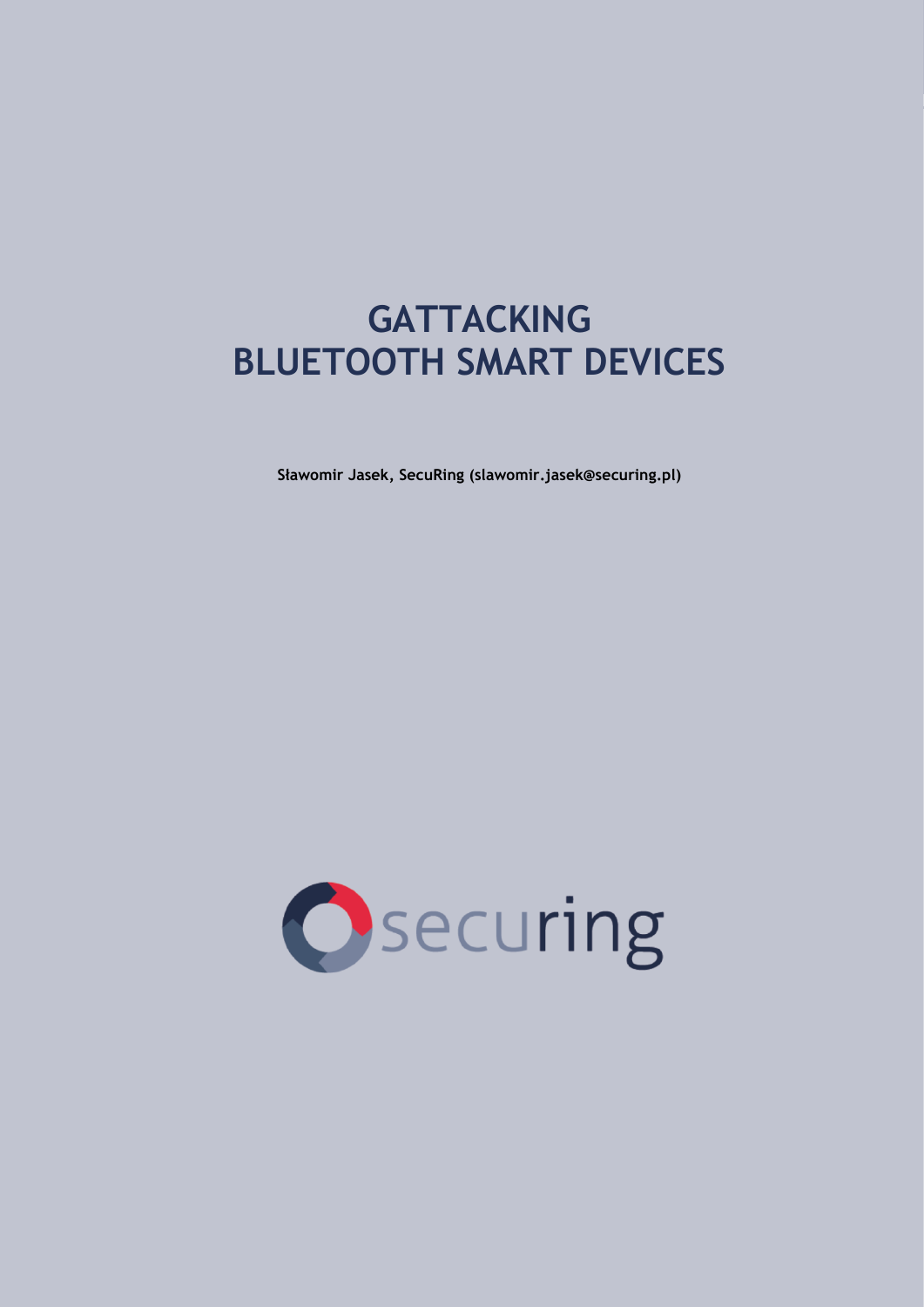# GATTACKING BLUETOOTH SMART DEVICES

**Sławomir Jasek, SecuRing (slawomir.jasek@securing.pl)**

securing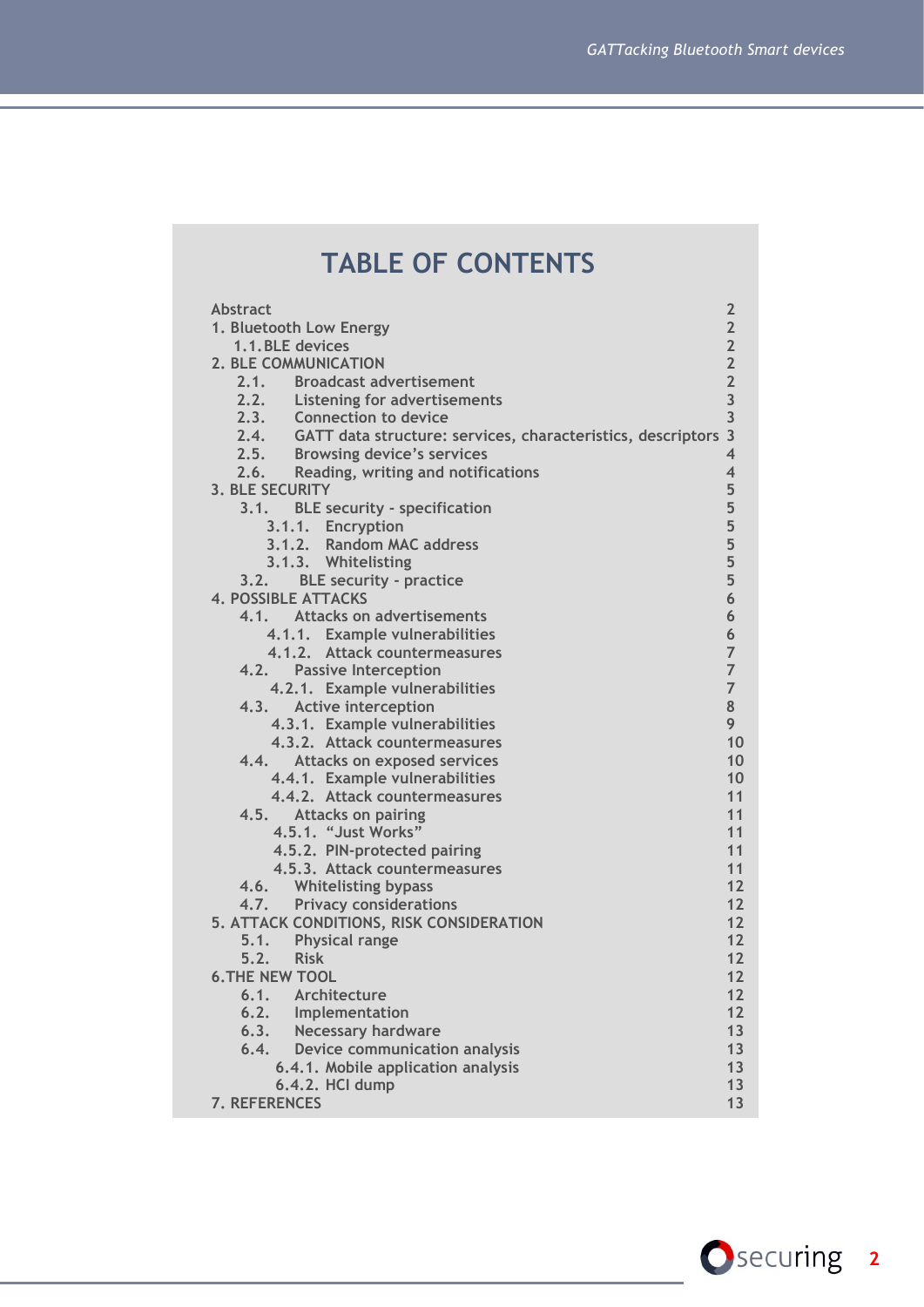# TABLE OF CONTENTS

| | |
|---|---|
| Abstract | 2 |
| 1. Bluetooth Low Energy | 2 |
| 1.1. BLE devices | 2 |
| 2. BLE COMMUNICATION | 2 |
| 2.1. Broadcast advertisement | 2 |
| 2.2. Listening for advertisements | 3 |
| 2.3. Connection to device | 3 |
| 2.4. GATT data structure: services, characteristics, descriptors | 3 |
| 2.5. Browsing device's services | 4 |
| 2.6. Reading, writing and notifications | 4 |
| 3. BLE SECURITY | 5 |
| 3.1. BLE security - specification | 5 |
| 3.1.1. Encryption | 5 |
| 3.1.2. Random MAC address | 5 |
| 3.1.3. Whitelisting | 5 |
| 3.2. BLE security - practice | 5 |
| 4. POSSIBLE ATTACKS | 6 |
| 4.1. Attacks on advertisements | 6 |
| 4.1.1. Example vulnerabilities | 6 |
| 4.1.2. Attack countermeasures | 7 |
| 4.2. Passive Interception | 7 |
| 4.2.1. Example vulnerabilities | 7 |
| 4.3. Active interception | 8 |
| 4.3.1. Example vulnerabilities | 9 |
| 4.3.2. Attack countermeasures | 10 |
| 4.4. Attacks on exposed services | 10 |
| 4.4.1. Example vulnerabilities | 10 |
| 4.4.2. Attack countermeasures | 11 |
| 4.5. Attacks on pairing | 11 |
| 4.5.1. "Just Works" | 11 |
| 4.5.2. PIN-protected pairing | 11 |
| 4.5.3. Attack countermeasures | 11 |
| 4.6. Whitelisting bypass | 12 |
| 4.7. Privacy considerations | 12 |
| 5. ATTACK CONDITIONS, RISK CONSIDERATION | 12 |
| 5.1. Physical range | 12 |
| 5.2. Risk | 12 |
| 6. THE NEW TOOL | 12 |
| 6.1. Architecture | 12 |
| 6.2. Implementation | 12 |
| 6.3. Necessary hardware | 13 |
| 6.4. Device communication analysis | 13 |
| 6.4.1. Mobile application analysis | 13 |
| 6.4.2. HCI dump | 13 |
| 7. REFERENCES | 13 |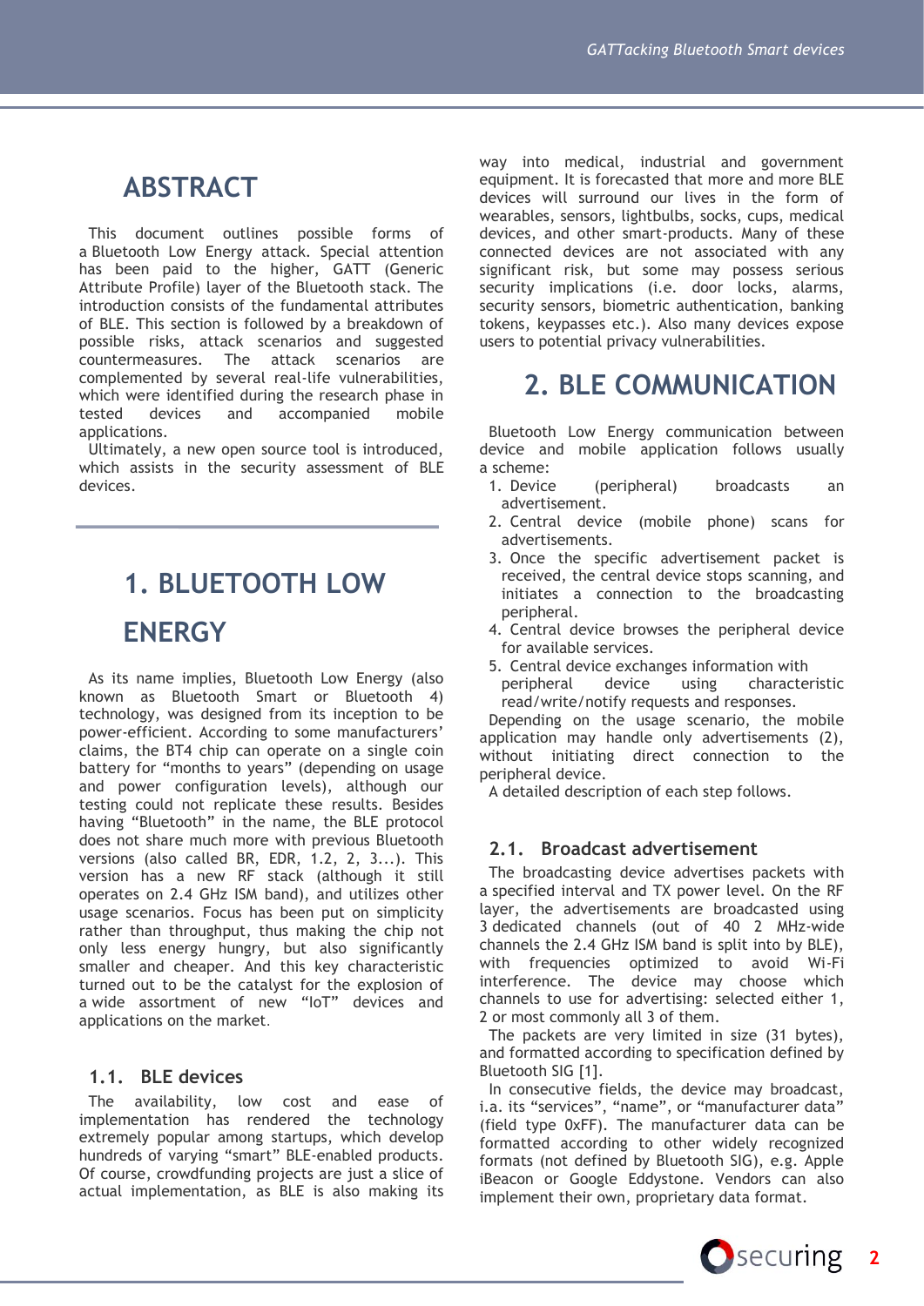# ABSTRACT

This document outlines possible forms of a Bluetooth Low Energy attack. Special attention has been paid to the higher, GATT (Generic Attribute Profile) layer of the Bluetooth stack. The introduction consists of the fundamental attributes of BLE. This section is followed by a breakdown of possible risks, attack scenarios and suggested countermeasures. The attack scenarios are complemented by several real-life vulnerabilities, which were identified during the research phase in tested devices and accompanied mobile applications.

Ultimately, a new open source tool is introduced, which assists in the security assessment of BLE devices.

# 1. BLUETOOTH LOW ENERGY

As its name implies, Bluetooth Low Energy (also known as Bluetooth Smart or Bluetooth 4) technology, was designed from its inception to be power-efficient. According to some manufacturers' claims, the BT4 chip can operate on a single coin battery for "months to years" (depending on usage and power configuration levels), although our testing could not replicate these results. Besides having "Bluetooth" in the name, the BLE protocol does not share much more with previous Bluetooth versions (also called BR, EDR, 1.2, 2, 3...). This version has a new RF stack (although it still operates on 2.4 GHz ISM band), and utilizes other usage scenarios. Focus has been put on simplicity rather than throughput, thus making the chip not only less energy hungry, but also significantly smaller and cheaper. And this key characteristic turned out to be the catalyst for the explosion of a wide assortment of new "IoT" devices and applications on the market.

## 1.1. BLE devices

The availability, low cost and ease of implementation has rendered the technology extremely popular among startups, which develop hundreds of varying "smart" BLE-enabled products. Of course, crowdfunding projects are just a slice of actual implementation, as BLE is also making its way into medical, industrial and government equipment. It is forecasted that more and more BLE devices will surround our lives in the form of wearables, sensors, lightbulbs, socks, cups, medical devices, and other smart-products. Many of these connected devices are not associated with any significant risk, but some may possess serious security implications (i.e. door locks, alarms, security sensors, biometric authentication, banking tokens, keypasses etc.). Also many devices expose users to potential privacy vulnerabilities.

# 2. BLE COMMUNICATION

Bluetooth Low Energy communication between device and mobile application follows usually a scheme:

1. Device (peripheral) broadcasts an advertisement.
2. Central device (mobile phone) scans for advertisements.
3. Once the specific advertisement packet is received, the central device stops scanning, and initiates a connection to the broadcasting peripheral.
4. Central device browses the peripheral device for available services.
5. Central device exchanges information with peripheral device using characteristic read/write/notify requests and responses.

Depending on the usage scenario, the mobile application may handle only advertisements (2), without initiating direct connection to the peripheral device.

A detailed description of each step follows.

## 2.1. Broadcast advertisement

The broadcasting device advertises packets with a specified interval and TX power level. On the RF layer, the advertisements are broadcasted using 3 dedicated channels (out of 40 2 MHz-wide channels the 2.4 GHz ISM band is split into by BLE), with frequencies optimized to avoid Wi-Fi interference. The device may choose which channels to use for advertising: selected either 1, 2 or most commonly all 3 of them.

The packets are very limited in size (31 bytes), and formatted according to specification defined by Bluetooth SIG [1].

In consecutive fields, the device may broadcast, i.a. its "services", "name", or "manufacturer data" (field type 0xFF). The manufacturer data can be formatted according to other widely recognized formats (not defined by Bluetooth SIG), e.g. Apple iBeacon or Google Eddystone. Vendors can also implement their own, proprietary data format.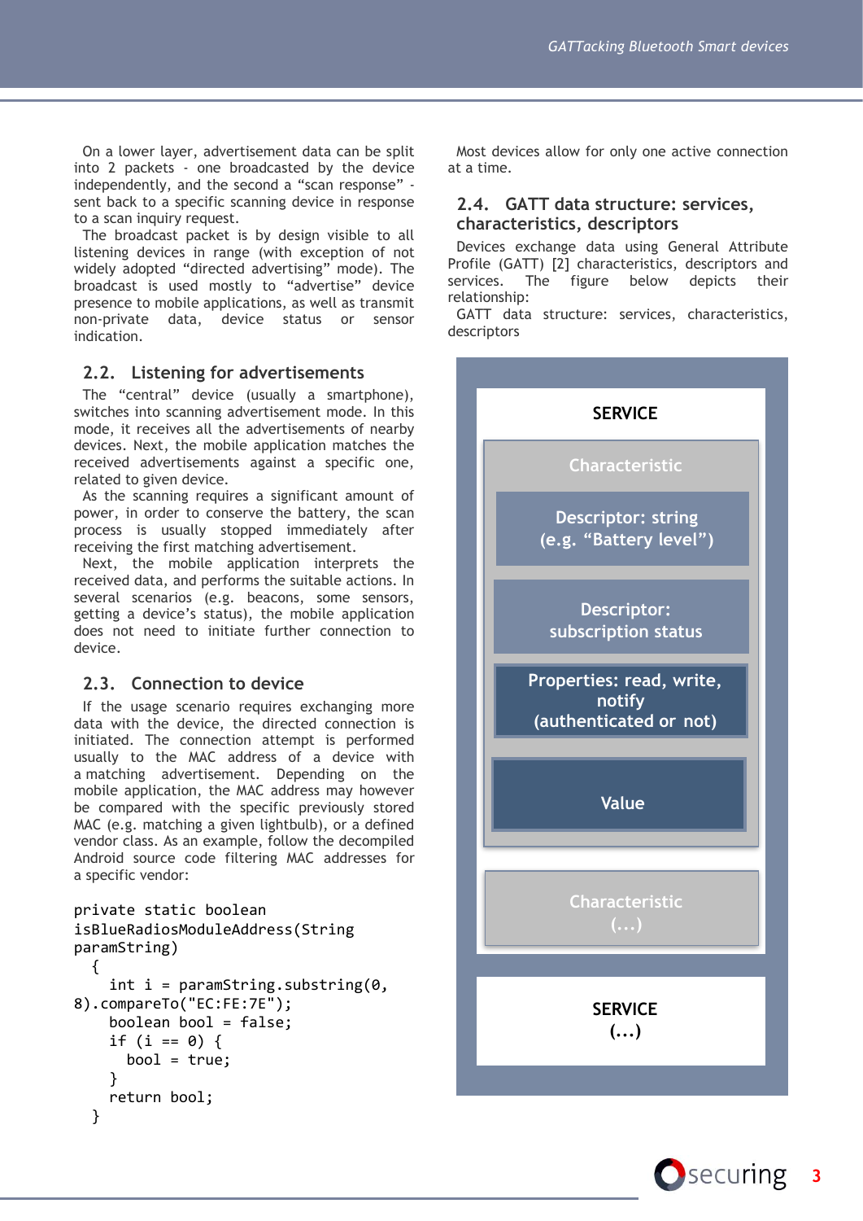On a lower layer, advertisement data can be split into 2 packets - one broadcasted by the device independently, and the second a "scan response" - sent back to a specific scanning device in response to a scan inquiry request.

The broadcast packet is by design visible to all listening devices in range (with exception of not widely adopted "directed advertising" mode). The broadcast is used mostly to "advertise" device presence to mobile applications, as well as transmit non-private data, device status or sensor indication.

## 2.2. Listening for advertisements

The "central" device (usually a smartphone), switches into scanning advertisement mode. In this mode, it receives all the advertisements of nearby devices. Next, the mobile application matches the received advertisements against a specific one, related to given device.

As the scanning requires a significant amount of power, in order to conserve the battery, the scan process is usually stopped immediately after receiving the first matching advertisement.

Next, the mobile application interprets the received data, and performs the suitable actions. In several scenarios (e.g. beacons, some sensors, getting a device's status), the mobile application does not need to initiate further connection to device.

## 2.3. Connection to device

If the usage scenario requires exchanging more data with the device, the directed connection is initiated. The connection attempt is performed usually to the MAC address of a device with a matching advertisement. Depending on the mobile application, the MAC address may however be compared with the specific previously stored MAC (e.g. matching a given lightbulb), or a defined vendor class. As an example, follow the decompiled Android source code filtering MAC addresses for a specific vendor:

```
private static boolean
isBlueRadiosModuleAddress(String
paramString)
  {
    int i = paramString.substring(0,
8).compareTo("EC:FE:7E");
    boolean bool = false;
    if (i == 0) {
      bool = true;
    }
    return bool;
  }
```

Most devices allow for only one active connection at a time.

## 2.4. GATT data structure: services, characteristics, descriptors

Devices exchange data using General Attribute Profile (GATT) [2] characteristics, descriptors and services. The figure below depicts their relationship:

GATT data structure: services, characteristics, descriptors

**SERVICE**

- Characteristic
  - Descriptor: string (e.g. "Battery level")
  - Descriptor: subscription status
  - Properties: read, write, notify (authenticated or not)
  - Value
- Characteristic (...)

**SERVICE (...)**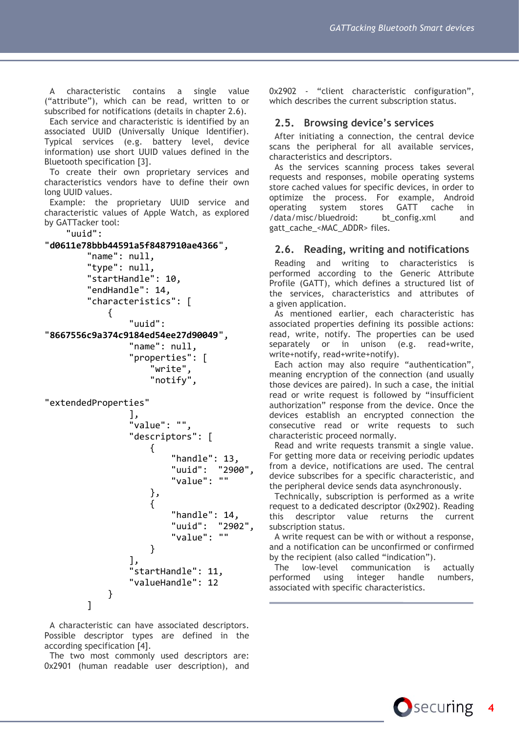A characteristic contains a single value ("attribute"), which can be read, written to or subscribed for notifications (details in chapter 2.6).

Each service and characteristic is identified by an associated UUID (Universally Unique Identifier). Typical services (e.g. battery level, device information) use short UUID values defined in the Bluetooth specification [3].

To create their own proprietary services and characteristics vendors have to define their own long UUID values.

Example: the proprietary UUID service and characteristic values of Apple Watch, as explored by GATTacker tool:

```
    "uuid":
"d0611e78bbb44591a5f8487910ae4366",
        "name": null,
        "type": null,
        "startHandle": 10,
        "endHandle": 14,
        "characteristics": [
            {
                "uuid":
"8667556c9a374c9184ed54ee27d90049",
                "name": null,
                "properties": [
                    "write",
                    "notify",

"extendedProperties"
                ],
                "value": "",
                "descriptors": [
                    {
                        "handle": 13,
                        "uuid":  "2900",
                        "value": ""
                    },
                    {
                        "handle": 14,
                        "uuid":  "2902",
                        "value": ""
                    }
                ],
                "startHandle": 11,
                "valueHandle": 12
            }
        ]
```

A characteristic can have associated descriptors. Possible descriptor types are defined in the according specification [4].

The two most commonly used descriptors are: 0x2901 (human readable user description), and 0x2902 - "client characteristic configuration", which describes the current subscription status.

## 2.5. Browsing device's services

After initiating a connection, the central device scans the peripheral for all available services, characteristics and descriptors.

As the services scanning process takes several requests and responses, mobile operating systems store cached values for specific devices, in order to optimize the process. For example, Android operating system stores GATT cache in /data/misc/bluedroid: bt_config.xml and gatt_cache_<MAC_ADDR> files.

## 2.6. Reading, writing and notifications

Reading and writing to characteristics is performed according to the Generic Attribute Profile (GATT), which defines a structured list of the services, characteristics and attributes of a given application.

As mentioned earlier, each characteristic has associated properties defining its possible actions: read, write, notify. The properties can be used separately or in unison (e.g. read+write, write+notify, read+write+notify).

Each action may also require "authentication", meaning encryption of the connection (and usually those devices are paired). In such a case, the initial read or write request is followed by "insufficient authorization" response from the device. Once the devices establish an encrypted connection the consecutive read or write requests to such characteristic proceed normally.

Read and write requests transmit a single value. For getting more data or receiving periodic updates from a device, notifications are used. The central device subscribes for a specific characteristic, and the peripheral device sends data asynchronously.

Technically, subscription is performed as a write request to a dedicated descriptor (0x2902). Reading this descriptor value returns the current subscription status.

A write request can be with or without a response, and a notification can be unconfirmed or confirmed by the recipient (also called "indication").

The low-level communication is actually performed using integer handle numbers, associated with specific characteristics.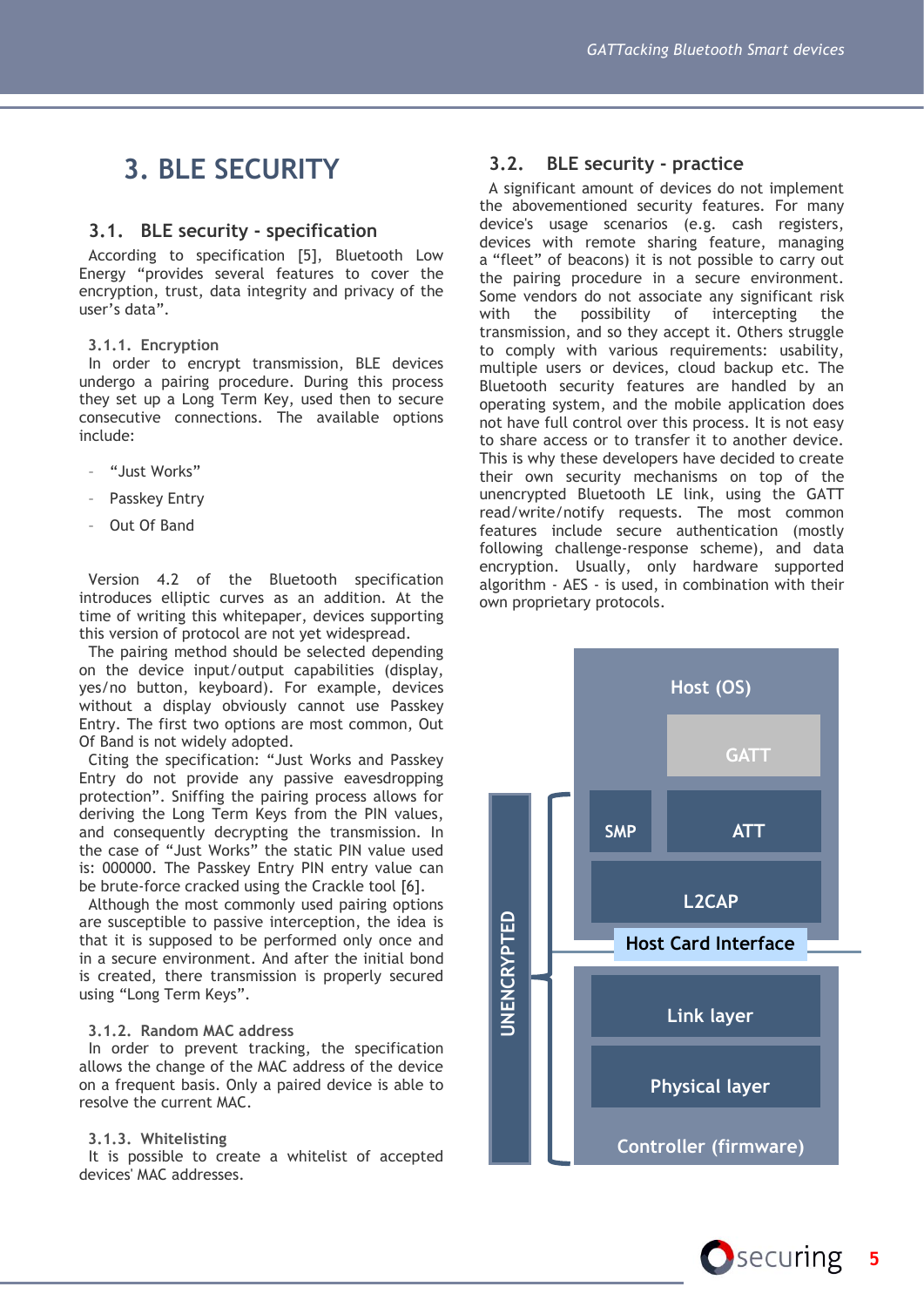# 3. BLE SECURITY

## 3.1. BLE security - specification

According to specification [5], Bluetooth Low Energy "provides several features to cover the encryption, trust, data integrity and privacy of the user's data".

### 3.1.1. Encryption

In order to encrypt transmission, BLE devices undergo a pairing procedure. During this process they set up a Long Term Key, used then to secure consecutive connections. The available options include:

- "Just Works"
- Passkey Entry
- Out Of Band

Version 4.2 of the Bluetooth specification introduces elliptic curves as an addition. At the time of writing this whitepaper, devices supporting this version of protocol are not yet widespread.

The pairing method should be selected depending on the device input/output capabilities (display, yes/no button, keyboard). For example, devices without a display obviously cannot use Passkey Entry. The first two options are most common, Out Of Band is not widely adopted.

Citing the specification: "Just Works and Passkey Entry do not provide any passive eavesdropping protection". Sniffing the pairing process allows for deriving the Long Term Keys from the PIN values, and consequently decrypting the transmission. In the case of "Just Works" the static PIN value used is: 000000. The Passkey Entry PIN entry value can be brute-force cracked using the Crackle tool [6].

Although the most commonly used pairing options are susceptible to passive interception, the idea is that it is supposed to be performed only once and in a secure environment. And after the initial bond is created, there transmission is properly secured using "Long Term Keys".

### 3.1.2. Random MAC address

In order to prevent tracking, the specification allows the change of the MAC address of the device on a frequent basis. Only a paired device is able to resolve the current MAC.

### 3.1.3. Whitelisting

It is possible to create a whitelist of accepted devices' MAC addresses.

## 3.2. BLE security - practice

A significant amount of devices do not implement the abovementioned security features. For many device's usage scenarios (e.g. cash registers, devices with remote sharing feature, managing a "fleet" of beacons) it is not possible to carry out the pairing procedure in a secure environment. Some vendors do not associate any significant risk with the possibility of intercepting the transmission, and so they accept it. Others struggle to comply with various requirements: usability, multiple users or devices, cloud backup etc. The Bluetooth security features are handled by an operating system, and the mobile application does not have full control over this process. It is not easy to share access or to transfer it to another device. This is why these developers have decided to create their own security mechanisms on top of the unencrypted Bluetooth LE link, using the GATT read/write/notify requests. The most common features include secure authentication (mostly following challenge-response scheme), and data encryption. Usually, only hardware supported algorithm - AES - is used, in combination with their own proprietary protocols.

UNENCRYPTED

Host (OS)

GATT

SMP | ATT

L2CAP

Host Card Interface

Link layer

Physical layer

Controller (firmware)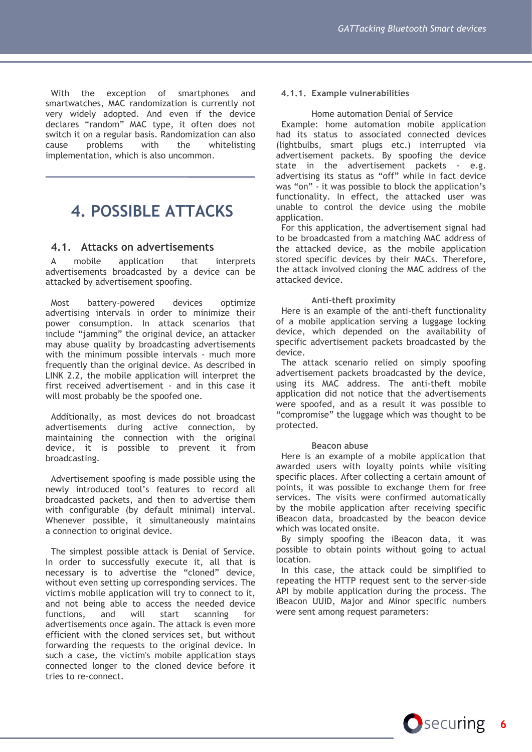With the exception of smartphones and smartwatches, MAC randomization is currently not very widely adopted. And even if the device declares "random" MAC type, it often does not switch it on a regular basis. Randomization can also cause problems with the whitelisting implementation, which is also uncommon.

# 4. POSSIBLE ATTACKS

## 4.1. Attacks on advertisements

A mobile application that interprets advertisements broadcasted by a device can be attacked by advertisement spoofing.

Most battery-powered devices optimize advertising intervals in order to minimize their power consumption. In attack scenarios that include "jamming" the original device, an attacker may abuse quality by broadcasting advertisements with the minimum possible intervals - much more frequently than the original device. As described in LINK 2.2, the mobile application will interpret the first received advertisement - and in this case it will most probably be the spoofed one.

Additionally, as most devices do not broadcast advertisements during active connection, by maintaining the connection with the original device, it is possible to prevent it from broadcasting.

Advertisement spoofing is made possible using the newly introduced tool's features to record all broadcasted packets, and then to advertise them with configurable (by default minimal) interval. Whenever possible, it simultaneously maintains a connection to original device.

The simplest possible attack is Denial of Service. In order to successfully execute it, all that is necessary is to advertise the "cloned" device, without even setting up corresponding services. The victim's mobile application will try to connect to it, and not being able to access the needed device functions, and will start scanning for advertisements once again. The attack is even more efficient with the cloned services set, but without forwarding the requests to the original device. In such a case, the victim's mobile application stays connected longer to the cloned device before it tries to re-connect.

### 4.1.1. Example vulnerabilities

Home automation Denial of Service

Example: home automation mobile application had its status to associated connected devices (lightbulbs, smart plugs etc.) interrupted via advertisement packets. By spoofing the device state in the advertisement packets - e.g. advertising its status as "off" while in fact device was "on" - it was possible to block the application's functionality. In effect, the attacked user was unable to control the device using the mobile application.

For this application, the advertisement signal had to be broadcasted from a matching MAC address of the attacked device, as the mobile application stored specific devices by their MACs. Therefore, the attack involved cloning the MAC address of the attacked device.

**Anti-theft proximity**

Here is an example of the anti-theft functionality of a mobile application serving a luggage locking device, which depended on the availability of specific advertisement packets broadcasted by the device.

The attack scenario relied on simply spoofing advertisement packets broadcasted by the device, using its MAC address. The anti-theft mobile application did not notice that the advertisements were spoofed, and as a result it was possible to "compromise" the luggage which was thought to be protected.

**Beacon abuse**

Here is an example of a mobile application that awarded users with loyalty points while visiting specific places. After collecting a certain amount of points, it was possible to exchange them for free services. The visits were confirmed automatically by the mobile application after receiving specific iBeacon data, broadcasted by the beacon device which was located onsite.

By simply spoofing the iBeacon data, it was possible to obtain points without going to actual location.

In this case, the attack could be simplified to repeating the HTTP request sent to the server-side API by mobile application during the process. The iBeacon UUID, Major and Minor specific numbers were sent among request parameters: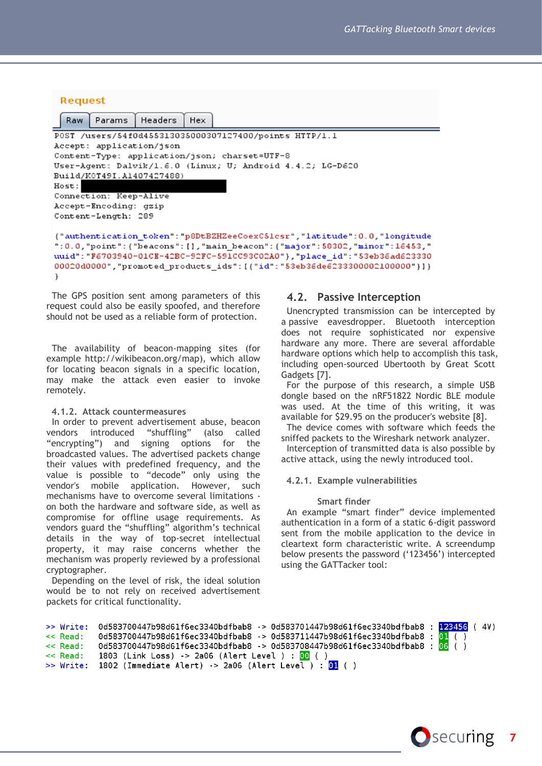**Request**

Raw | Params | Headers | Hex

```
POST /users/54f0d45531303500030712740​0/points HTTP/1.1
Accept: application/json
Content-Type: application/json; charset=UTF-8
User-Agent: Dalvik/1.6.0 (Linux; U; Android 4.4.2; LG-D620
Build/KOT49I.A1407427488)
Host:
Connection: Keep-Alive
Accept-Encoding: gzip
Content-Length: 289

{"authentication_token":"p8DtBZHZeeCoexC5lcsr","latitude":0.0,"longitude
":0.0,"point":{"beacons":[],"main_beacon":{"major":58302,"minor":16453,"
uuid":"F6703940-01CE-42BC-92FC-591CC93C02A0"},"place_id":"53eb36ad623330
00020d0000","promoted_products_ids":[{"id":"53eb36de6233300002100000"}]}
}
```

The GPS position sent among parameters of this request could also be easily spoofed, and therefore should not be used as a reliable form of protection.

The availability of beacon-mapping sites (for example http://wikibeacon.org/map), which allow for locating beacon signals in a specific location, may make the attack even easier to invoke remotely.

#### 4.1.2. Attack countermeasures

In order to prevent advertisement abuse, beacon vendors introduced "shuffling" (also called "encrypting") and signing options for the broadcasted values. The advertised packets change their values with predefined frequency, and the value is possible to "decode" only using the vendor's mobile application. However, such mechanisms have to overcome several limitations - on both the hardware and software side, as well as compromise for offline usage requirements. As vendors guard the "shuffling" algorithm's technical details in the way of top-secret intellectual property, it may raise concerns whether the mechanism was properly reviewed by a professional cryptographer.

Depending on the level of risk, the ideal solution would be to not rely on received advertisement packets for critical functionality.

## 4.2. Passive Interception

Unencrypted transmission can be intercepted by a passive eavesdropper. Bluetooth interception does not require sophisticated nor expensive hardware any more. There are several affordable hardware options which help to accomplish this task, including open-sourced Ubertooth by Great Scott Gadgets [7].

For the purpose of this research, a simple USB dongle based on the nRF51822 Nordic BLE module was used. At the time of this writing, it was available for $29.95 on the producer's website [8].

The device comes with software which feeds the sniffed packets to the Wireshark network analyzer.

Interception of transmitted data is also possible by active attack, using the newly introduced tool.

### 4.2.1. Example vulnerabilities

**Smart finder**

An example "smart finder" device implemented authentication in a form of a static 6-digit password sent from the mobile application to the device in cleartext form characteristic write. A screendump below presents the password ('123456') intercepted using the GATTacker tool:

```
>> Write:  0d583700447b98d61f6ec3340bdfbab8 -> 0d583701447b98d61f6ec3340bdfbab8 : 123456 ( 4V)
<< Read:   0d583700447b98d61f6ec3340bdfbab8 -> 0d583711447b98d61f6ec3340bdfbab8 : 01 ( )
<< Read:   0d583700447b98d61f6ec3340bdfbab8 -> 0d583708447b98d61f6ec3340bdfbab8 : 06 ( )
<< Read:   1803 (Link Loss) -> 2a06 (Alert Level ) : 00 ( )
>> Write:  1802 (Immediate Alert) -> 2a06 (Alert Level ) : 01 ( )
```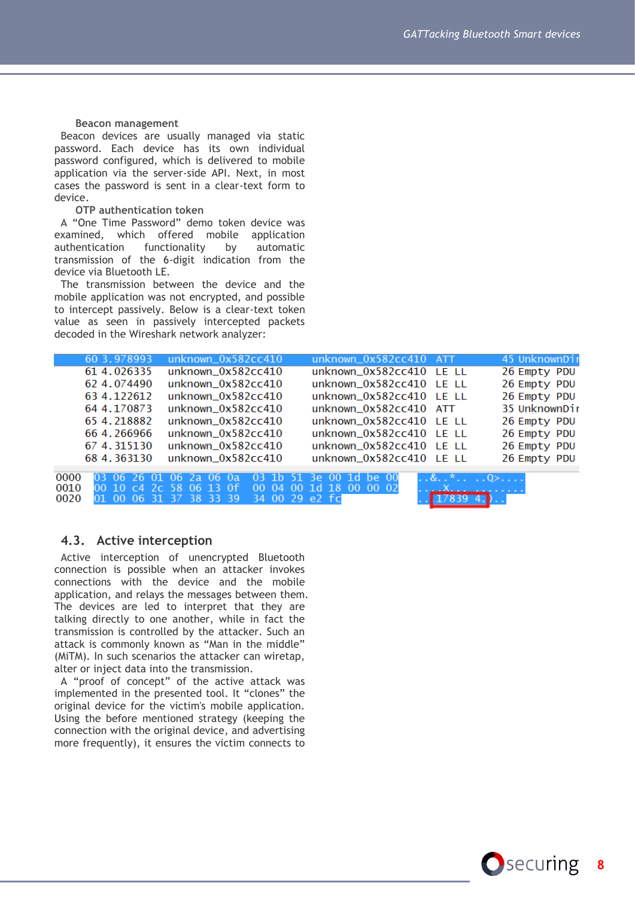**Beacon management**

Beacon devices are usually managed via static password. Each device has its own individual password configured, which is delivered to mobile application via the server-side API. Next, in most cases the password is sent in a clear-text form to device.

**OTP authentication token**

A "One Time Password" demo token device was examined, which offered mobile application authentication functionality by automatic transmission of the 6-digit indication from the device via Bluetooth LE.

The transmission between the device and the mobile application was not encrypted, and possible to intercept passively. Below is a clear-text token value as seen in passively intercepted packets decoded in the Wireshark network analyzer:

```
60 3.978993  unknown_0x582cc410  unknown_0x582cc410  ATT    45 UnknownDir
61 4.026335  unknown_0x582cc410  unknown_0x582cc410  LE LL  26 Empty PDU
62 4.074490  unknown_0x582cc410  unknown_0x582cc410  LE LL  26 Empty PDU
63 4.122612  unknown_0x582cc410  unknown_0x582cc410  LE LL  26 Empty PDU
64 4.170873  unknown_0x582cc410  unknown_0x582cc410  ATT    35 UnknownDir
65 4.218882  unknown_0x582cc410  unknown_0x582cc410  LE LL  26 Empty PDU
66 4.266966  unknown_0x582cc410  unknown_0x582cc410  LE LL  26 Empty PDU
67 4.315130  unknown_0x582cc410  unknown_0x582cc410  LE LL  26 Empty PDU
68 4.363130  unknown_0x582cc410  unknown_0x582cc410  LE LL  26 Empty PDU

0000  03 06 26 01 06 2a 06 0a  03 1b 51 3e 00 1d be 00   ..&..*.. ..Q>....
0010  00 10 c4 2c 58 06 13 0f  00 04 00 1d 18 00 00 02   ....X... ........
0020  01 00 06 31 37 38 33 39  34 00 29 e2 fc            ..17839 4.)..
```

## 4.3. Active interception

Active interception of unencrypted Bluetooth connection is possible when an attacker invokes connections with the device and the mobile application, and relays the messages between them. The devices are led to interpret that they are talking directly to one another, while in fact the transmission is controlled by the attacker. Such an attack is commonly known as "Man in the middle" (MiTM). In such scenarios the attacker can wiretap, alter or inject data into the transmission.

A "proof of concept" of the active attack was implemented in the presented tool. It "clones" the original device for the victim's mobile application. Using the before mentioned strategy (keeping the connection with the original device, and advertising more frequently), it ensures the victim connects to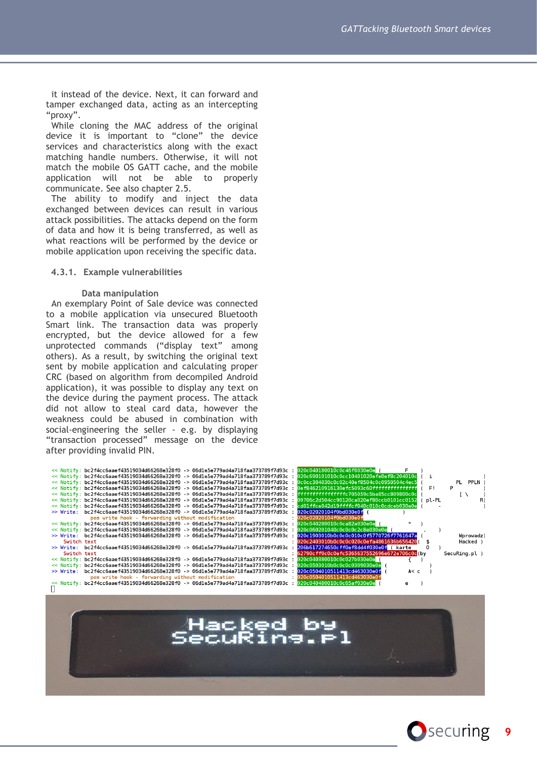it instead of the device. Next, it can forward and tamper exchanged data, acting as an intercepting "proxy".

While cloning the MAC address of the original device it is important to "clone" the device services and characteristics along with the exact matching handle numbers. Otherwise, it will not match the mobile OS GATT cache, and the mobile application will not be able to properly communicate. See also chapter 2.5.

The ability to modify and inject the data exchanged between devices can result in various attack possibilities. The attacks depend on the form of data and how it is being transferred, as well as what reactions will be performed by the device or mobile application upon receiving the specific data.

### 4.3.1. Example vulnerabilities

#### Data manipulation

An exemplary Point of Sale device was connected to a mobile application via unsecured Bluetooth Smart link. The transaction data was properly encrypted, but the device allowed for a few unprotected commands ("display text" among others). As a result, by switching the original text sent by mobile application and calculating proper CRC (based on algorithm from decompiled Android application), it was possible to display any text on the device during the payment process. The attack did not allow to steal card data, however the weakness could be abused in combination with social-engineering the seller - e.g. by displaying "transaction processed" message on the device after providing invalid PIN.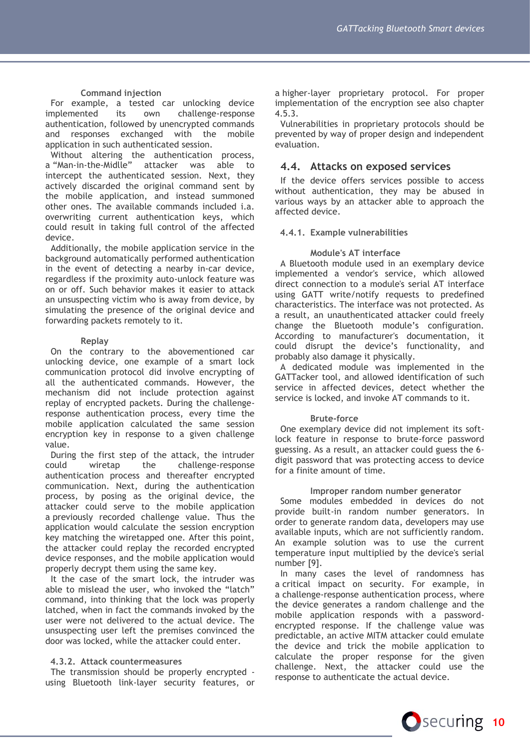#### Command injection

For example, a tested car unlocking device implemented its own challenge-response authentication, followed by unencrypted commands and responses exchanged with the mobile application in such authenticated session.

Without altering the authentication process, a "Man-in-the-Midlle" attacker was able to intercept the authenticated session. Next, they actively discarded the original command sent by the mobile application, and instead summoned other ones. The available commands included i.a. overwriting current authentication keys, which could result in taking full control of the affected device.

Additionally, the mobile application service in the background automatically performed authentication in the event of detecting a nearby in-car device, regardless if the proximity auto-unlock feature was on or off. Such behavior makes it easier to attack an unsuspecting victim who is away from device, by simulating the presence of the original device and forwarding packets remotely to it.

#### Replay

On the contrary to the abovementioned car unlocking device, one example of a smart lock communication protocol did involve encrypting of all the authenticated commands. However, the mechanism did not include protection against replay of encrypted packets. During the challenge-response authentication process, every time the mobile application calculated the same session encryption key in response to a given challenge value.

During the first step of the attack, the intruder could wiretap the challenge-response authentication process and thereafter encrypted communication. Next, during the authentication process, by posing as the original device, the attacker could serve to the mobile application a previously recorded challenge value. Thus the application would calculate the session encryption key matching the wiretapped one. After this point, the attacker could replay the recorded encrypted device responses, and the mobile application would properly decrypt them using the same key.

It the case of the smart lock, the intruder was able to mislead the user, who invoked the "latch" command, into thinking that the lock was properly latched, when in fact the commands invoked by the user were not delivered to the actual device. The unsuspecting user left the premises convinced the door was locked, while the attacker could enter.

### 4.3.2. Attack countermeasures

The transmission should be properly encrypted - using Bluetooth link-layer security features, or a higher-layer proprietary protocol. For proper implementation of the encryption see also chapter 4.5.3.

Vulnerabilities in proprietary protocols should be prevented by way of proper design and independent evaluation.

## 4.4. Attacks on exposed services

If the device offers services possible to access without authentication, they may be abused in various ways by an attacker able to approach the affected device.

### 4.4.1. Example vulnerabilities

#### Module's AT interface

A Bluetooth module used in an exemplary device implemented a vendor's service, which allowed direct connection to a module's serial AT interface using GATT write/notify requests to predefined characteristics. The interface was not protected. As a result, an unauthenticated attacker could freely change the Bluetooth module's configuration. According to manufacturer's documentation, it could disrupt the device's functionality, and probably also damage it physically.

A dedicated module was implemented in the GATTacker tool, and allowed identification of such service in affected devices, detect whether the service is locked, and invoke AT commands to it.

#### Brute-force

One exemplary device did not implement its soft-lock feature in response to brute-force password guessing. As a result, an attacker could guess the 6-digit password that was protecting access to device for a finite amount of time.

#### Improper random number generator

Some modules embedded in devices do not provide built-in random number generators. In order to generate random data, developers may use available inputs, which are not sufficiently random. An example solution was to use the current temperature input multiplied by the device's serial number [9].

In many cases the level of randomness has a critical impact on security. For example, in a challenge-response authentication process, where the device generates a random challenge and the mobile application responds with a password-encrypted response. If the challenge value was predictable, an active MITM attacker could emulate the device and trick the mobile application to calculate the proper response for the given challenge. Next, the attacker could use the response to authenticate the actual device.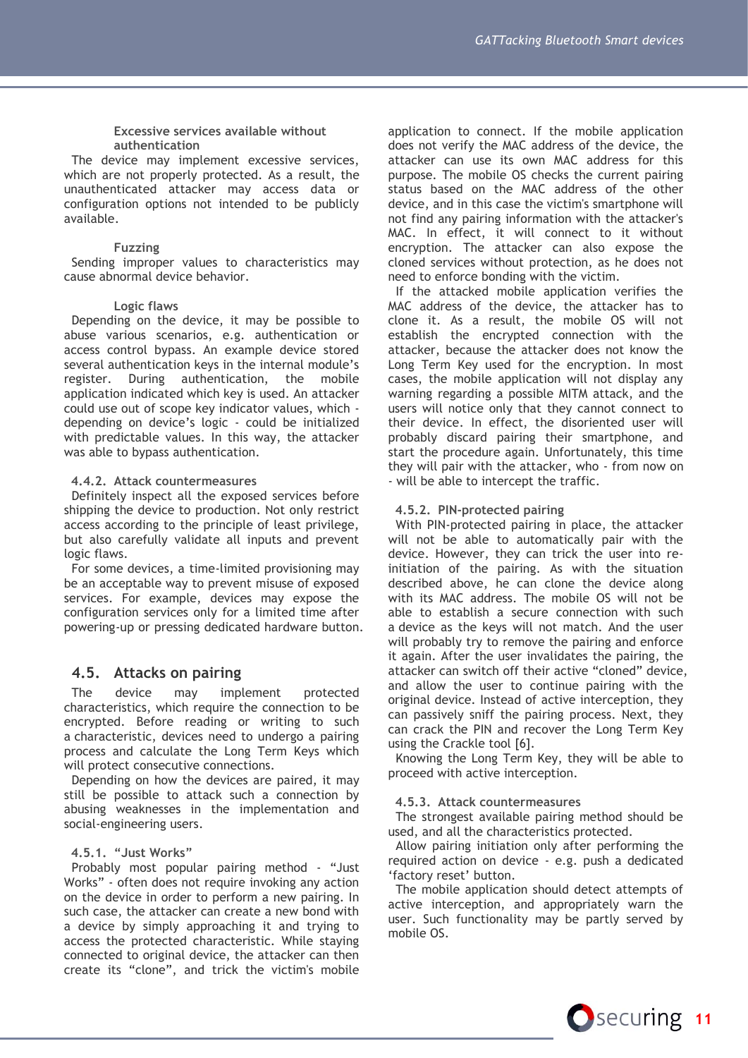#### Excessive services available without authentication

The device may implement excessive services, which are not properly protected. As a result, the unauthenticated attacker may access data or configuration options not intended to be publicly available.

#### Fuzzing

Sending improper values to characteristics may cause abnormal device behavior.

#### Logic flaws

Depending on the device, it may be possible to abuse various scenarios, e.g. authentication or access control bypass. An example device stored several authentication keys in the internal module's register. During authentication, the mobile application indicated which key is used. An attacker could use out of scope key indicator values, which - depending on device's logic - could be initialized with predictable values. In this way, the attacker was able to bypass authentication.

### 4.4.2. Attack countermeasures

Definitely inspect all the exposed services before shipping the device to production. Not only restrict access according to the principle of least privilege, but also carefully validate all inputs and prevent logic flaws.

For some devices, a time-limited provisioning may be an acceptable way to prevent misuse of exposed services. For example, devices may expose the configuration services only for a limited time after powering-up or pressing dedicated hardware button.

## 4.5. Attacks on pairing

The device may implement protected characteristics, which require the connection to be encrypted. Before reading or writing to such a characteristic, devices need to undergo a pairing process and calculate the Long Term Keys which will protect consecutive connections.

Depending on how the devices are paired, it may still be possible to attack such a connection by abusing weaknesses in the implementation and social-engineering users.

### 4.5.1. "Just Works"

Probably most popular pairing method - "Just Works" - often does not require invoking any action on the device in order to perform a new pairing. In such case, the attacker can create a new bond with a device by simply approaching it and trying to access the protected characteristic. While staying connected to original device, the attacker can then create its "clone", and trick the victim's mobile application to connect. If the mobile application does not verify the MAC address of the device, the attacker can use its own MAC address for this purpose. The mobile OS checks the current pairing status based on the MAC address of the other device, and in this case the victim's smartphone will not find any pairing information with the attacker's MAC. In effect, it will connect to it without encryption. The attacker can also expose the cloned services without protection, as he does not need to enforce bonding with the victim.

If the attacked mobile application verifies the MAC address of the device, the attacker has to clone it. As a result, the mobile OS will not establish the encrypted connection with the attacker, because the attacker does not know the Long Term Key used for the encryption. In most cases, the mobile application will not display any warning regarding a possible MITM attack, and the users will notice only that they cannot connect to their device. In effect, the disoriented user will probably discard pairing their smartphone, and start the procedure again. Unfortunately, this time they will pair with the attacker, who - from now on - will be able to intercept the traffic.

### 4.5.2. PIN-protected pairing

With PIN-protected pairing in place, the attacker will not be able to automatically pair with the device. However, they can trick the user into re-initiation of the pairing. As with the situation described above, he can clone the device along with its MAC address. The mobile OS will not be able to establish a secure connection with such a device as the keys will not match. And the user will probably try to remove the pairing and enforce it again. After the user invalidates the pairing, the attacker can switch off their active "cloned" device, and allow the user to continue pairing with the original device. Instead of active interception, they can passively sniff the pairing process. Next, they can crack the PIN and recover the Long Term Key using the Crackle tool [6].

Knowing the Long Term Key, they will be able to proceed with active interception.

### 4.5.3. Attack countermeasures

The strongest available pairing method should be used, and all the characteristics protected.

Allow pairing initiation only after performing the required action on device - e.g. push a dedicated 'factory reset' button.

The mobile application should detect attempts of active interception, and appropriately warn the user. Such functionality may be partly served by mobile OS.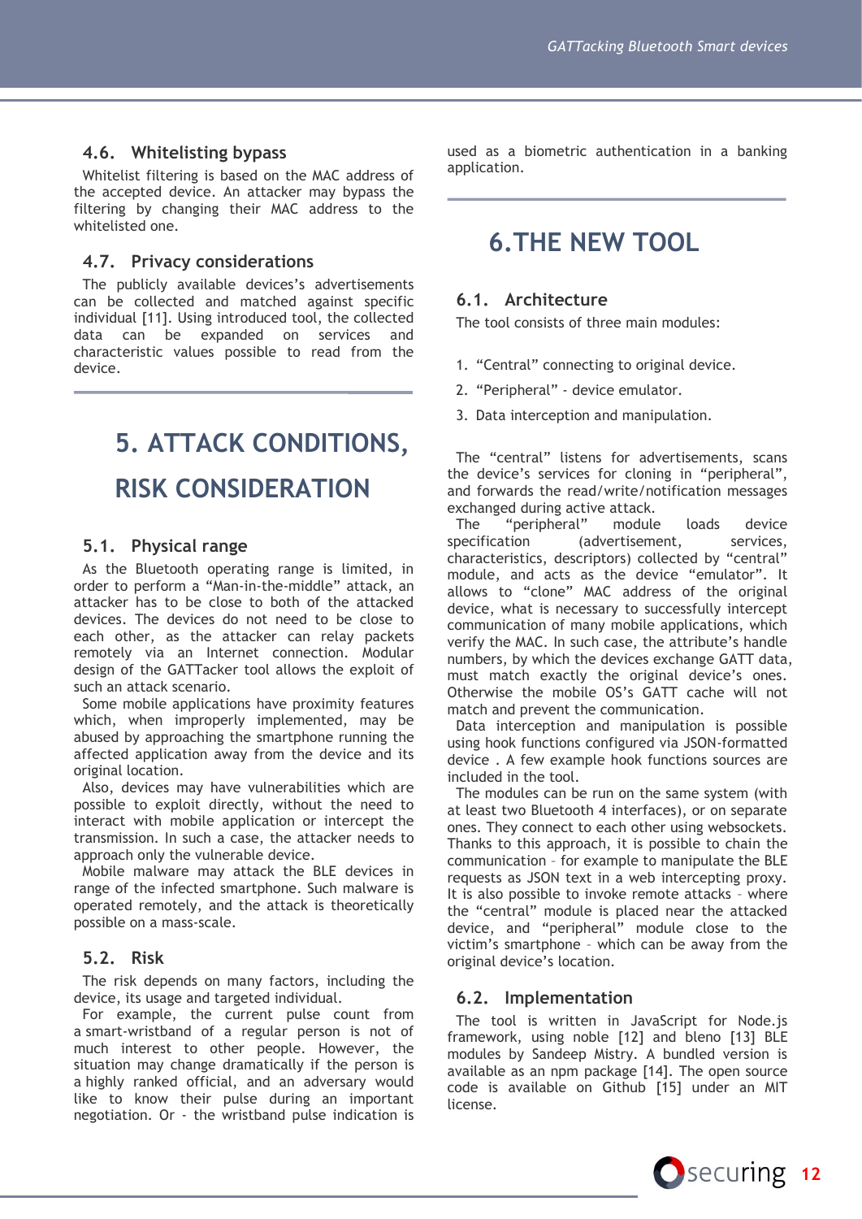### 4.6. Whitelisting bypass

Whitelist filtering is based on the MAC address of the accepted device. An attacker may bypass the filtering by changing their MAC address to the whitelisted one.

### 4.7. Privacy considerations

The publicly available devices's advertisements can be collected and matched against specific individual [11]. Using introduced tool, the collected data can be expanded on services and characteristic values possible to read from the device.

## 5. ATTACK CONDITIONS, RISK CONSIDERATION

### 5.1. Physical range

As the Bluetooth operating range is limited, in order to perform a "Man-in-the-middle" attack, an attacker has to be close to both of the attacked devices. The devices do not need to be close to each other, as the attacker can relay packets remotely via an Internet connection. Modular design of the GATTacker tool allows the exploit of such an attack scenario.

Some mobile applications have proximity features which, when improperly implemented, may be abused by approaching the smartphone running the affected application away from the device and its original location.

Also, devices may have vulnerabilities which are possible to exploit directly, without the need to interact with mobile application or intercept the transmission. In such a case, the attacker needs to approach only the vulnerable device.

Mobile malware may attack the BLE devices in range of the infected smartphone. Such malware is operated remotely, and the attack is theoretically possible on a mass-scale.

### 5.2. Risk

The risk depends on many factors, including the device, its usage and targeted individual.

For example, the current pulse count from a smart-wristband of a regular person is not of much interest to other people. However, the situation may change dramatically if the person is a highly ranked official, and an adversary would like to know their pulse during an important negotiation. Or - the wristband pulse indication is used as a biometric authentication in a banking application.

## 6. THE NEW TOOL

### 6.1. Architecture

The tool consists of three main modules:

1. "Central" connecting to original device.
2. "Peripheral" - device emulator.
3. Data interception and manipulation.

The "central" listens for advertisements, scans the device's services for cloning in "peripheral", and forwards the read/write/notification messages exchanged during active attack.

The "peripheral" module loads device specification (advertisement, services, characteristics, descriptors) collected by "central" module, and acts as the device "emulator". It allows to "clone" MAC address of the original device, what is necessary to successfully intercept communication of many mobile applications, which verify the MAC. In such case, the attribute's handle numbers, by which the devices exchange GATT data, must match exactly the original device's ones. Otherwise the mobile OS's GATT cache will not match and prevent the communication.

Data interception and manipulation is possible using hook functions configured via JSON-formatted device . A few example hook functions sources are included in the tool.

The modules can be run on the same system (with at least two Bluetooth 4 interfaces), or on separate ones. They connect to each other using websockets. Thanks to this approach, it is possible to chain the communication – for example to manipulate the BLE requests as JSON text in a web intercepting proxy. It is also possible to invoke remote attacks – where the "central" module is placed near the attacked device, and "peripheral" module close to the victim's smartphone – which can be away from the original device's location.

### 6.2. Implementation

The tool is written in JavaScript for Node.js framework, using noble [12] and bleno [13] BLE modules by Sandeep Mistry. A bundled version is available as an npm package [14]. The open source code is available on Github [15] under an MIT license.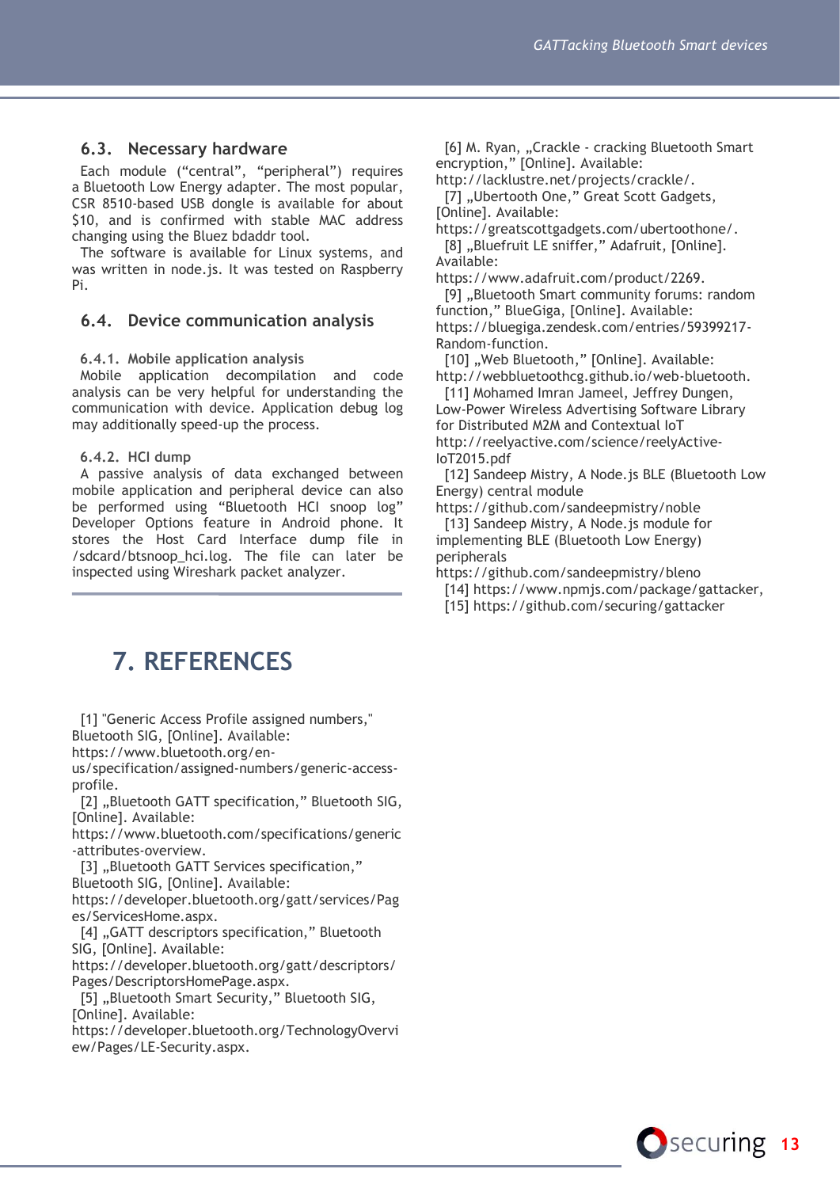### 6.3. Necessary hardware

Each module ("central", "peripheral") requires a Bluetooth Low Energy adapter. The most popular, CSR 8510-based USB dongle is available for about $10, and is confirmed with stable MAC address changing using the Bluez bdaddr tool.

The software is available for Linux systems, and was written in node.js. It was tested on Raspberry Pi.

### 6.4. Device communication analysis

#### 6.4.1. Mobile application analysis

Mobile application decompilation and code analysis can be very helpful for understanding the communication with device. Application debug log may additionally speed-up the process.

#### 6.4.2. HCI dump

A passive analysis of data exchanged between mobile application and peripheral device can also be performed using "Bluetooth HCI snoop log" Developer Options feature in Android phone. It stores the Host Card Interface dump file in /sdcard/btsnoop_hci.log. The file can later be inspected using Wireshark packet analyzer.

## 7. REFERENCES

[1] "Generic Access Profile assigned numbers," Bluetooth SIG, [Online]. Available: https://www.bluetooth.org/en-us/specification/assigned-numbers/generic-access-profile.

[2] „Bluetooth GATT specification," Bluetooth SIG, [Online]. Available: https://www.bluetooth.com/specifications/generic-attributes-overview.

[3] „Bluetooth GATT Services specification," Bluetooth SIG, [Online]. Available: https://developer.bluetooth.org/gatt/services/Pages/ServicesHome.aspx.

[4] „GATT descriptors specification," Bluetooth SIG, [Online]. Available: https://developer.bluetooth.org/gatt/descriptors/Pages/DescriptorsHomePage.aspx.

[5] „Bluetooth Smart Security," Bluetooth SIG, [Online]. Available: https://developer.bluetooth.org/TechnologyOverview/Pages/LE-Security.aspx.

[6] M. Ryan, „Crackle - cracking Bluetooth Smart encryption," [Online]. Available: http://lacklustre.net/projects/crackle/.

[7] „Ubertooth One," Great Scott Gadgets, [Online]. Available: https://greatscottgadgets.com/ubertoothone/.

[8] „Bluefruit LE sniffer," Adafruit, [Online]. Available: https://www.adafruit.com/product/2269.

[9] „Bluetooth Smart community forums: random function," BlueGiga, [Online]. Available: https://bluegiga.zendesk.com/entries/59399217-Random-function.

[10] „Web Bluetooth," [Online]. Available: http://webbluetoothcg.github.io/web-bluetooth.

[11] Mohamed Imran Jameel, Jeffrey Dungen, Low-Power Wireless Advertising Software Library for Distributed M2M and Contextual IoT http://reelyactive.com/science/reelyActive-IoT2015.pdf

[12] Sandeep Mistry, A Node.js BLE (Bluetooth Low Energy) central module https://github.com/sandeepmistry/noble

[13] Sandeep Mistry, A Node.js module for implementing BLE (Bluetooth Low Energy) peripherals https://github.com/sandeepmistry/bleno

[14] https://www.npmjs.com/package/gattacker,

[15] https://github.com/securing/gattacker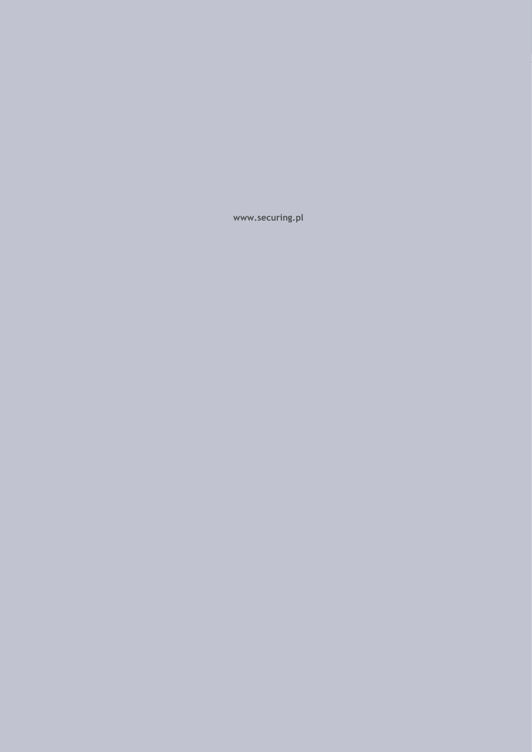www.securing.pl